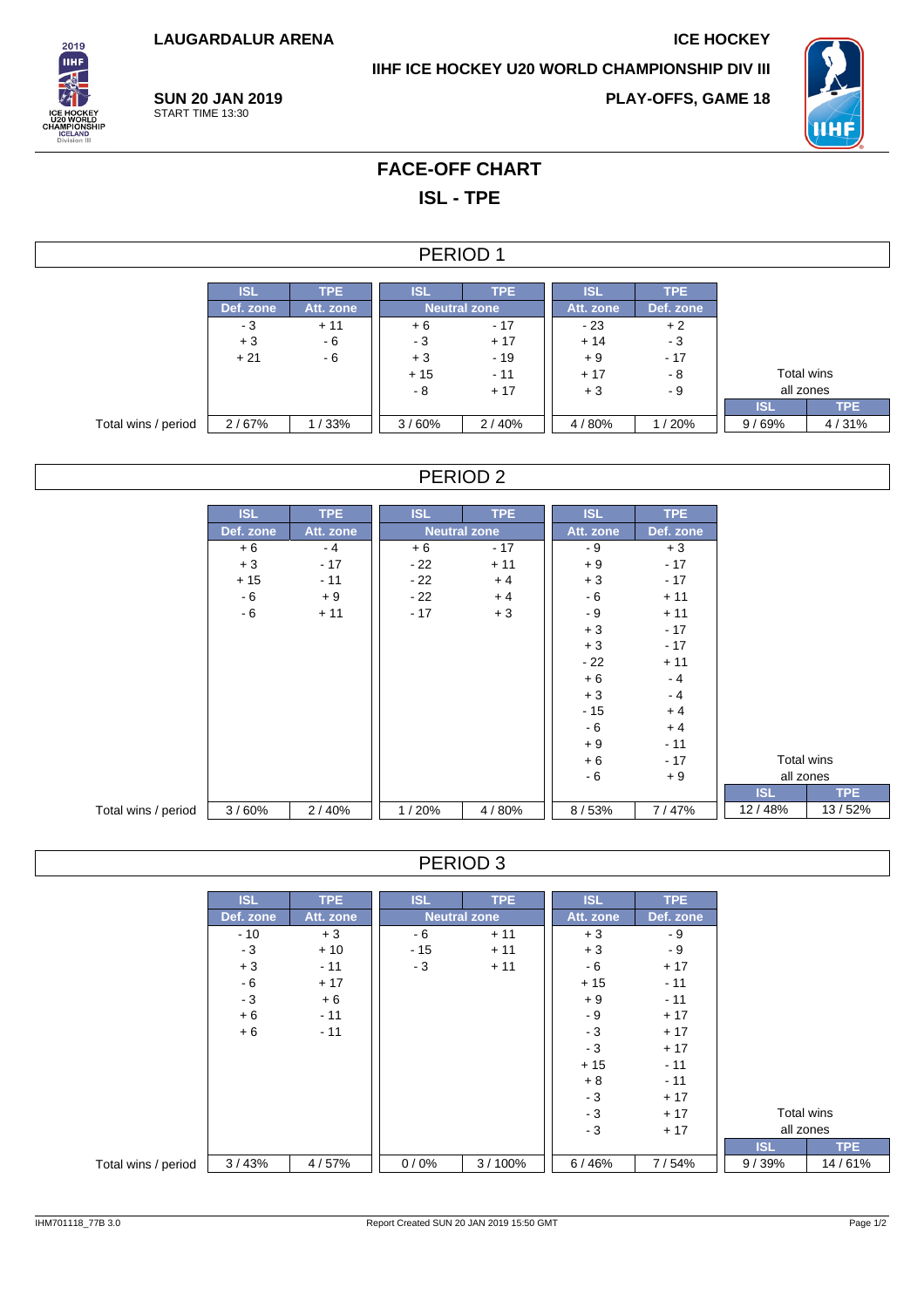LAUGARDALUR ARENA

ICE HOCKEY

IIHF ICE HOCKEY U20 WORLD CHAMPIONSHIP DIV III

SUN 20 JAN 2019
START TIME 13:30

PLAY-OFFS, GAME 18

# FACE-OFF CHART

## ISL - TPE

### PERIOD 1

| | ISL | TPE | ISL | TPE | ISL | TPE | Total wins all zones | |
|---|---|---|---|---|---|---|---|---|
| | Def. zone | Att. zone | Neutral zone | | Att. zone | Def. zone | ISL | TPE |
| | - 3 | + 11 | + 6 | - 17 | - 23 | + 2 | | |
| | + 3 | - 6 | - 3 | + 17 | + 14 | - 3 | | |
| | + 21 | - 6 | + 3 | - 19 | + 9 | - 17 | | |
| | | | + 15 | - 11 | + 17 | - 8 | | |
| | | | - 8 | + 17 | + 3 | - 9 | | |
| Total wins / period | 2 / 67% | 1 / 33% | 3 / 60% | 2 / 40% | 4 / 80% | 1 / 20% | 9 / 69% | 4 / 31% |

### PERIOD 2

| | ISL | TPE | ISL | TPE | ISL | TPE | Total wins all zones | |
|---|---|---|---|---|---|---|---|---|
| | Def. zone | Att. zone | Neutral zone | | Att. zone | Def. zone | ISL | TPE |
| | + 6 | - 4 | + 6 | - 17 | - 9 | + 3 | | |
| | + 3 | - 17 | - 22 | + 11 | + 9 | - 17 | | |
| | + 15 | - 11 | - 22 | + 4 | + 3 | - 17 | | |
| | - 6 | + 9 | - 22 | + 4 | - 6 | + 11 | | |
| | - 6 | + 11 | - 17 | + 3 | - 9 | + 11 | | |
| | | | | | + 3 | - 17 | | |
| | | | | | + 3 | - 17 | | |
| | | | | | - 22 | + 11 | | |
| | | | | | + 6 | - 4 | | |
| | | | | | + 3 | - 4 | | |
| | | | | | - 15 | + 4 | | |
| | | | | | - 6 | + 4 | | |
| | | | | | + 9 | - 11 | | |
| | | | | | + 6 | - 17 | | |
| | | | | | - 6 | + 9 | | |
| Total wins / period | 3 / 60% | 2 / 40% | 1 / 20% | 4 / 80% | 8 / 53% | 7 / 47% | 12 / 48% | 13 / 52% |

### PERIOD 3

| | ISL | TPE | ISL | TPE | ISL | TPE | Total wins all zones | |
|---|---|---|---|---|---|---|---|---|
| | Def. zone | Att. zone | Neutral zone | | Att. zone | Def. zone | ISL | TPE |
| | - 10 | + 3 | - 6 | + 11 | + 3 | - 9 | | |
| | - 3 | + 10 | - 15 | + 11 | + 3 | - 9 | | |
| | + 3 | - 11 | - 3 | + 11 | - 6 | + 17 | | |
| | - 6 | + 17 | | | + 15 | - 11 | | |
| | - 3 | + 6 | | | + 9 | - 11 | | |
| | + 6 | - 11 | | | - 9 | + 17 | | |
| | + 6 | - 11 | | | - 3 | + 17 | | |
| | | | | | - 3 | + 17 | | |
| | | | | | + 15 | - 11 | | |
| | | | | | + 8 | - 11 | | |
| | | | | | - 3 | + 17 | | |
| | | | | | - 3 | + 17 | | |
| | | | | | - 3 | + 17 | | |
| Total wins / period | 3 / 43% | 4 / 57% | 0 / 0% | 3 / 100% | 6 / 46% | 7 / 54% | 9 / 39% | 14 / 61% |

IHM701118_77B 3.0 Report Created SUN 20 JAN 2019 15:50 GMT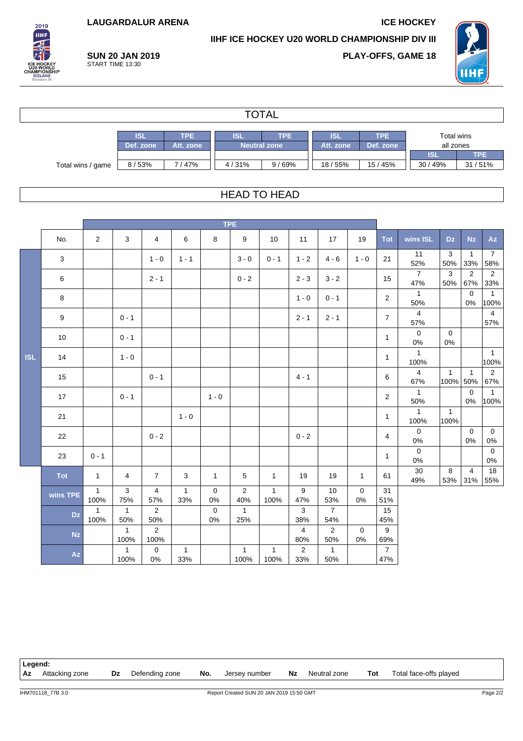LAUGARDALUR ARENA

ICE HOCKEY

IIHF ICE HOCKEY U20 WORLD CHAMPIONSHIP DIV III

**SUN 20 JAN 2019**
START TIME 13:30

**PLAY-OFFS, GAME 18**

## TOTAL

| | ISL Def. zone | TPE Att. zone | ISL Neutral zone | TPE Neutral zone | ISL Att. zone | TPE Def. zone | Total wins all zones ISL | Total wins all zones TPE |
|---|---|---|---|---|---|---|---|---|
| Total wins / game | 8 / 53% | 7 / 47% | 4 / 31% | 9 / 69% | 18 / 55% | 15 / 45% | 30 / 49% | 31 / 51% |

## HEAD TO HEAD

| | No. | TPE 2 | 3 | 4 | 6 | 8 | 9 | 10 | 11 | 17 | 19 | Tot | wins ISL | Dz | Nz | Az |
|---|---|---|---|---|---|---|---|---|---|---|---|---|---|---|---|---|
| ISL | 3 | | | 1 - 0 | 1 - 1 | | 3 - 0 | 0 - 1 | 1 - 2 | 4 - 6 | 1 - 0 | 21 | 11 52% | 3 50% | 1 33% | 7 58% |
| | 6 | | | 2 - 1 | | | 0 - 2 | | 2 - 3 | 3 - 2 | | 15 | 7 47% | 3 50% | 2 67% | 2 33% |
| | 8 | | | | | | | | 1 - 0 | 0 - 1 | | 2 | 1 50% | | 0 0% | 1 100% |
| | 9 | | 0 - 1 | | | | | | 2 - 1 | 2 - 1 | | 7 | 4 57% | | | 4 57% |
| | 10 | | 0 - 1 | | | | | | | | | 1 | 0 0% | 0 0% | | |
| | 14 | | 1 - 0 | | | | | | | | | 1 | 1 100% | | | 1 100% |
| | 15 | | | 0 - 1 | | | | | 4 - 1 | | | 6 | 4 67% | 1 100% | 1 50% | 2 67% |
| | 17 | | 0 - 1 | | | 1 - 0 | | | | | | 2 | 1 50% | | 0 0% | 1 100% |
| | 21 | | | | 1 - 0 | | | | | | | 1 | 1 100% | 1 100% | | |
| | 22 | | | 0 - 2 | | | | | 0 - 2 | | | 4 | 0 0% | | 0 0% | 0 0% |
| | 23 | 0 - 1 | | | | | | | | | | 1 | 0 0% | | | 0 0% |
| | Tot | 1 | 4 | 7 | 3 | 1 | 5 | 1 | 19 | 19 | 1 | 61 | 30 49% | 8 53% | 4 31% | 18 55% |
| | wins TPE | 1 100% | 3 75% | 4 57% | 1 33% | 0 0% | 2 40% | 1 100% | 9 47% | 10 53% | 0 0% | 31 51% | | | | |
| | Dz | 1 100% | 1 50% | 2 50% | | 0 0% | 1 25% | | 3 38% | 7 54% | | 15 45% | | | | |
| | Nz | | 1 100% | 2 100% | | | | | 4 80% | 2 50% | 0 0% | 9 69% | | | | |
| | Az | | 1 100% | 0 0% | 1 33% | | 1 100% | 1 100% | 2 33% | 1 50% | | 7 47% | | | | |

**Legend:**
**Az** Attacking zone **Dz** Defending zone **No.** Jersey number **Nz** Neutral zone **Tot** Total face-offs played

IHM701118_77B 3.0 Report Created SUN 20 JAN 2019 15:50 GMT